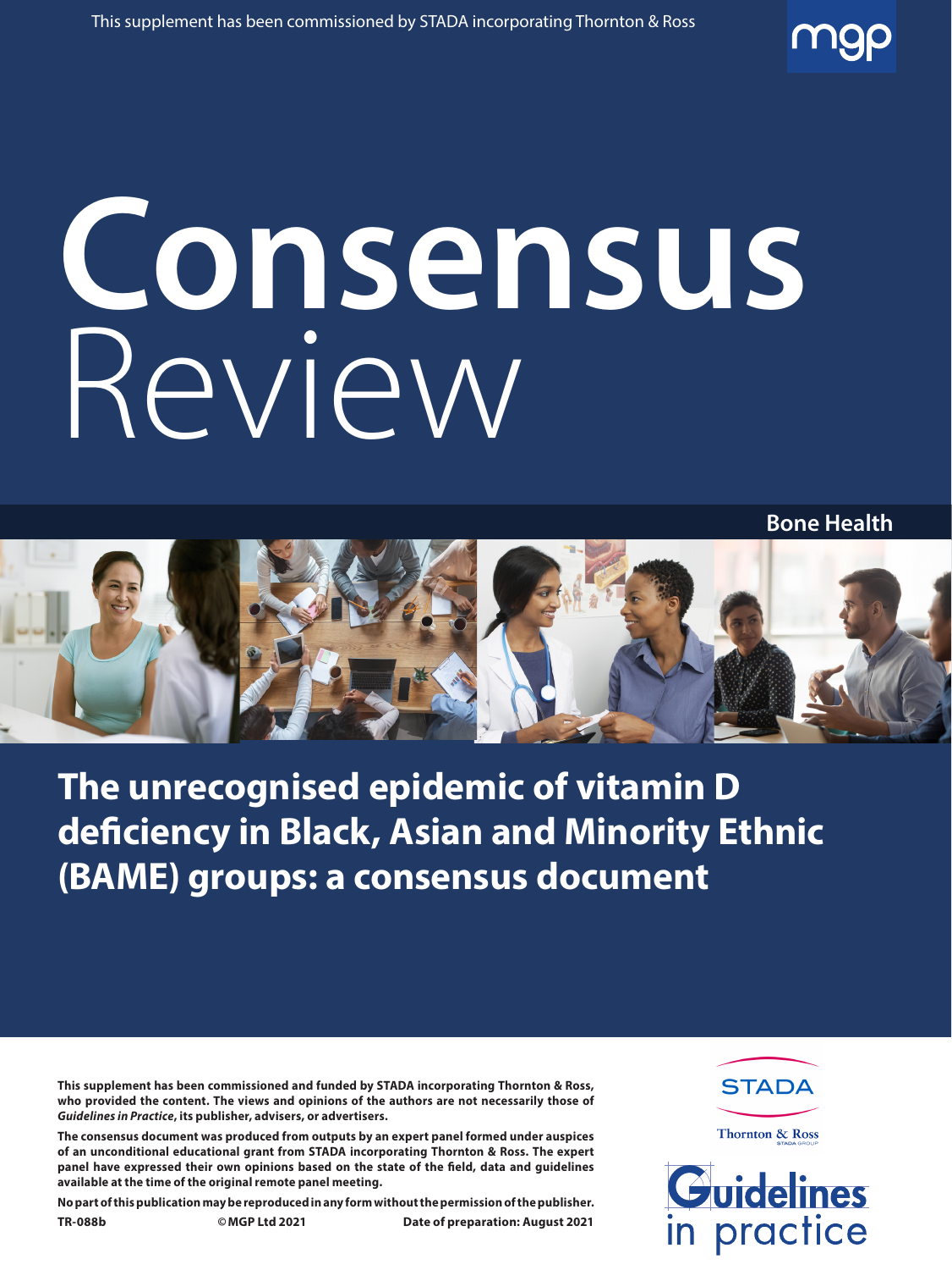This supplement has been commissioned by STADA incorporating Thornton & Ross

# Consensus Review

**Bone Health**

## The unrecognised epidemic of vitamin D deficiency in Black, Asian and Minority Ethnic (BAME) groups: a consensus document

**This supplement has been commissioned and funded by STADA incorporating Thornton & Ross, who provided the content. The views and opinions of the authors are not necessarily those of *Guidelines in Practice*, its publisher, advisers, or advertisers.**

**The consensus document was produced from outputs by an expert panel formed under auspices of an unconditional educational grant from STADA incorporating Thornton & Ross. The expert panel have expressed their own opinions based on the state of the field, data and guidelines available at the time of the original remote panel meeting.**

**No part of this publication may be reproduced in any form without the permission of the publisher.**

**TR-088b** **©MGP Ltd 2021** **Date of preparation: August 2021**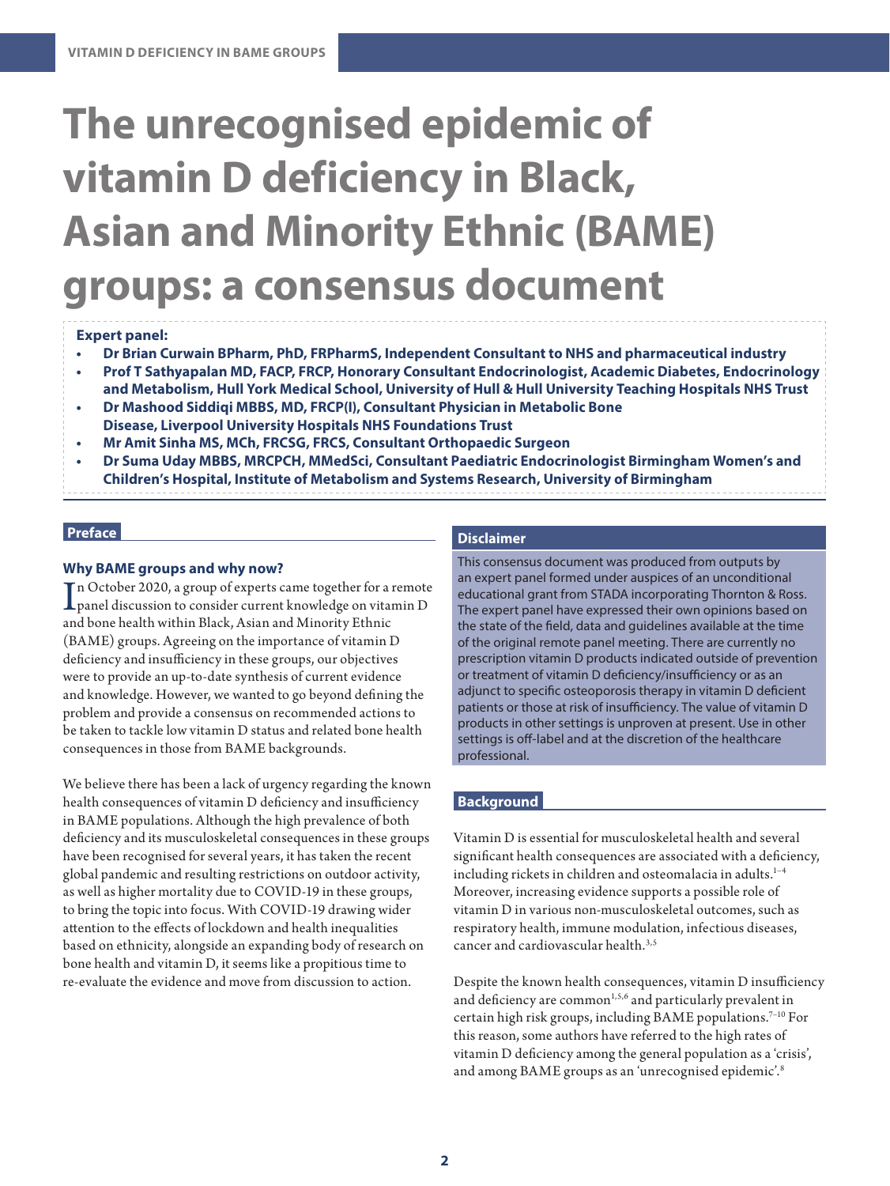# The unrecognised epidemic of vitamin D deficiency in Black, Asian and Minority Ethnic (BAME) groups: a consensus document

**Expert panel:**

- **Dr Brian Curwain BPharm, PhD, FRPharmS, Independent Consultant to NHS and pharmaceutical industry**
- **Prof T Sathyapalan MD, FACP, FRCP, Honorary Consultant Endocrinologist, Academic Diabetes, Endocrinology and Metabolism, Hull York Medical School, University of Hull & Hull University Teaching Hospitals NHS Trust**
- **Dr Mashood Siddiqi MBBS, MD, FRCP(I), Consultant Physician in Metabolic Bone Disease, Liverpool University Hospitals NHS Foundations Trust**
- **Mr Amit Sinha MS, MCh, FRCSG, FRCS, Consultant Orthopaedic Surgeon**
- **Dr Suma Uday MBBS, MRCPCH, MMedSci, Consultant Paediatric Endocrinologist Birmingham Women's and Children's Hospital, Institute of Metabolism and Systems Research, University of Birmingham**

## Preface

### Why BAME groups and why now?

In October 2020, a group of experts came together for a remote panel discussion to consider current knowledge on vitamin D and bone health within Black, Asian and Minority Ethnic (BAME) groups. Agreeing on the importance of vitamin D deficiency and insufficiency in these groups, our objectives were to provide an up-to-date synthesis of current evidence and knowledge. However, we wanted to go beyond defining the problem and provide a consensus on recommended actions to be taken to tackle low vitamin D status and related bone health consequences in those from BAME backgrounds.

We believe there has been a lack of urgency regarding the known health consequences of vitamin D deficiency and insufficiency in BAME populations. Although the high prevalence of both deficiency and its musculoskeletal consequences in these groups have been recognised for several years, it has taken the recent global pandemic and resulting restrictions on outdoor activity, as well as higher mortality due to COVID-19 in these groups, to bring the topic into focus. With COVID-19 drawing wider attention to the effects of lockdown and health inequalities based on ethnicity, alongside an expanding body of research on bone health and vitamin D, it seems like a propitious time to re-evaluate the evidence and move from discussion to action.

## Disclaimer

This consensus document was produced from outputs by an expert panel formed under auspices of an unconditional educational grant from STADA incorporating Thornton & Ross. The expert panel have expressed their own opinions based on the state of the field, data and guidelines available at the time of the original remote panel meeting. There are currently no prescription vitamin D products indicated outside of prevention or treatment of vitamin D deficiency/insufficiency or as an adjunct to specific osteoporosis therapy in vitamin D deficient patients or those at risk of insufficiency. The value of vitamin D products in other settings is unproven at present. Use in other settings is off-label and at the discretion of the healthcare professional.

## Background

Vitamin D is essential for musculoskeletal health and several significant health consequences are associated with a deficiency, including rickets in children and osteomalacia in adults.[1–4] Moreover, increasing evidence supports a possible role of vitamin D in various non-musculoskeletal outcomes, such as respiratory health, immune modulation, infectious diseases, cancer and cardiovascular health.[3,5]

Despite the known health consequences, vitamin D insufficiency and deficiency are common[1,5,6] and particularly prevalent in certain high risk groups, including BAME populations.[7–10] For this reason, some authors have referred to the high rates of vitamin D deficiency among the general population as a 'crisis', and among BAME groups as an 'unrecognised epidemic'.[8]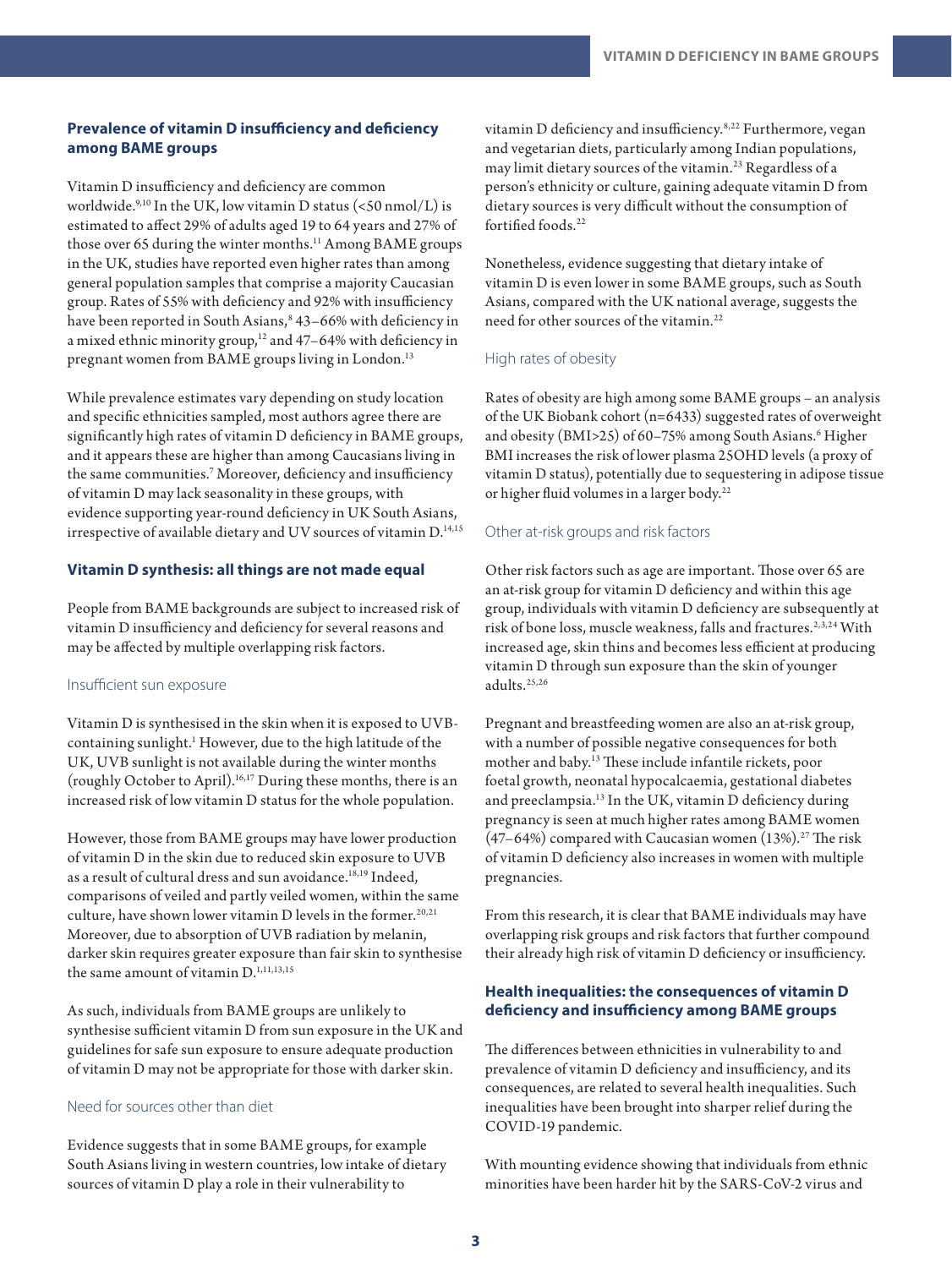## Prevalence of vitamin D insufficiency and deficiency among BAME groups

Vitamin D insufficiency and deficiency are common worldwide.[9,10] In the UK, low vitamin D status (<50 nmol/L) is estimated to affect 29% of adults aged 19 to 64 years and 27% of those over 65 during the winter months.[11] Among BAME groups in the UK, studies have reported even higher rates than among general population samples that comprise a majority Caucasian group. Rates of 55% with deficiency and 92% with insufficiency have been reported in South Asians,[8] 43–66% with deficiency in a mixed ethnic minority group,[12] and 47–64% with deficiency in pregnant women from BAME groups living in London.[13]

While prevalence estimates vary depending on study location and specific ethnicities sampled, most authors agree there are significantly high rates of vitamin D deficiency in BAME groups, and it appears these are higher than among Caucasians living in the same communities.[7] Moreover, deficiency and insufficiency of vitamin D may lack seasonality in these groups, with evidence supporting year-round deficiency in UK South Asians, irrespective of available dietary and UV sources of vitamin D.[14,15]

## Vitamin D synthesis: all things are not made equal

People from BAME backgrounds are subject to increased risk of vitamin D insufficiency and deficiency for several reasons and may be affected by multiple overlapping risk factors.

### Insufficient sun exposure

Vitamin D is synthesised in the skin when it is exposed to UVB-containing sunlight.[1] However, due to the high latitude of the UK, UVB sunlight is not available during the winter months (roughly October to April).[16,17] During these months, there is an increased risk of low vitamin D status for the whole population.

However, those from BAME groups may have lower production of vitamin D in the skin due to reduced skin exposure to UVB as a result of cultural dress and sun avoidance.[18,19] Indeed, comparisons of veiled and partly veiled women, within the same culture, have shown lower vitamin D levels in the former.[20,21] Moreover, due to absorption of UVB radiation by melanin, darker skin requires greater exposure than fair skin to synthesise the same amount of vitamin D.[1,11,13,15]

As such, individuals from BAME groups are unlikely to synthesise sufficient vitamin D from sun exposure in the UK and guidelines for safe sun exposure to ensure adequate production of vitamin D may not be appropriate for those with darker skin.

### Need for sources other than diet

Evidence suggests that in some BAME groups, for example South Asians living in western countries, low intake of dietary sources of vitamin D play a role in their vulnerability to vitamin D deficiency and insufficiency.[8,22] Furthermore, vegan and vegetarian diets, particularly among Indian populations, may limit dietary sources of the vitamin.[23] Regardless of a person's ethnicity or culture, gaining adequate vitamin D from dietary sources is very difficult without the consumption of fortified foods.[22]

Nonetheless, evidence suggesting that dietary intake of vitamin D is even lower in some BAME groups, such as South Asians, compared with the UK national average, suggests the need for other sources of the vitamin.[22]

### High rates of obesity

Rates of obesity are high among some BAME groups – an analysis of the UK Biobank cohort (n=6433) suggested rates of overweight and obesity (BMI>25) of 60–75% among South Asians.[6] Higher BMI increases the risk of lower plasma 25OHD levels (a proxy of vitamin D status), potentially due to sequestering in adipose tissue or higher fluid volumes in a larger body.[22]

### Other at-risk groups and risk factors

Other risk factors such as age are important. Those over 65 are an at-risk group for vitamin D deficiency and within this age group, individuals with vitamin D deficiency are subsequently at risk of bone loss, muscle weakness, falls and fractures.[2,3,24] With increased age, skin thins and becomes less efficient at producing vitamin D through sun exposure than the skin of younger adults.[25,26]

Pregnant and breastfeeding women are also an at-risk group, with a number of possible negative consequences for both mother and baby.[13] These include infantile rickets, poor foetal growth, neonatal hypocalcaemia, gestational diabetes and preeclampsia.[13] In the UK, vitamin D deficiency during pregnancy is seen at much higher rates among BAME women (47–64%) compared with Caucasian women (13%).[27] The risk of vitamin D deficiency also increases in women with multiple pregnancies.

From this research, it is clear that BAME individuals may have overlapping risk groups and risk factors that further compound their already high risk of vitamin D deficiency or insufficiency.

## Health inequalities: the consequences of vitamin D deficiency and insufficiency among BAME groups

The differences between ethnicities in vulnerability to and prevalence of vitamin D deficiency and insufficiency, and its consequences, are related to several health inequalities. Such inequalities have been brought into sharper relief during the COVID-19 pandemic.

With mounting evidence showing that individuals from ethnic minorities have been harder hit by the SARS-CoV-2 virus and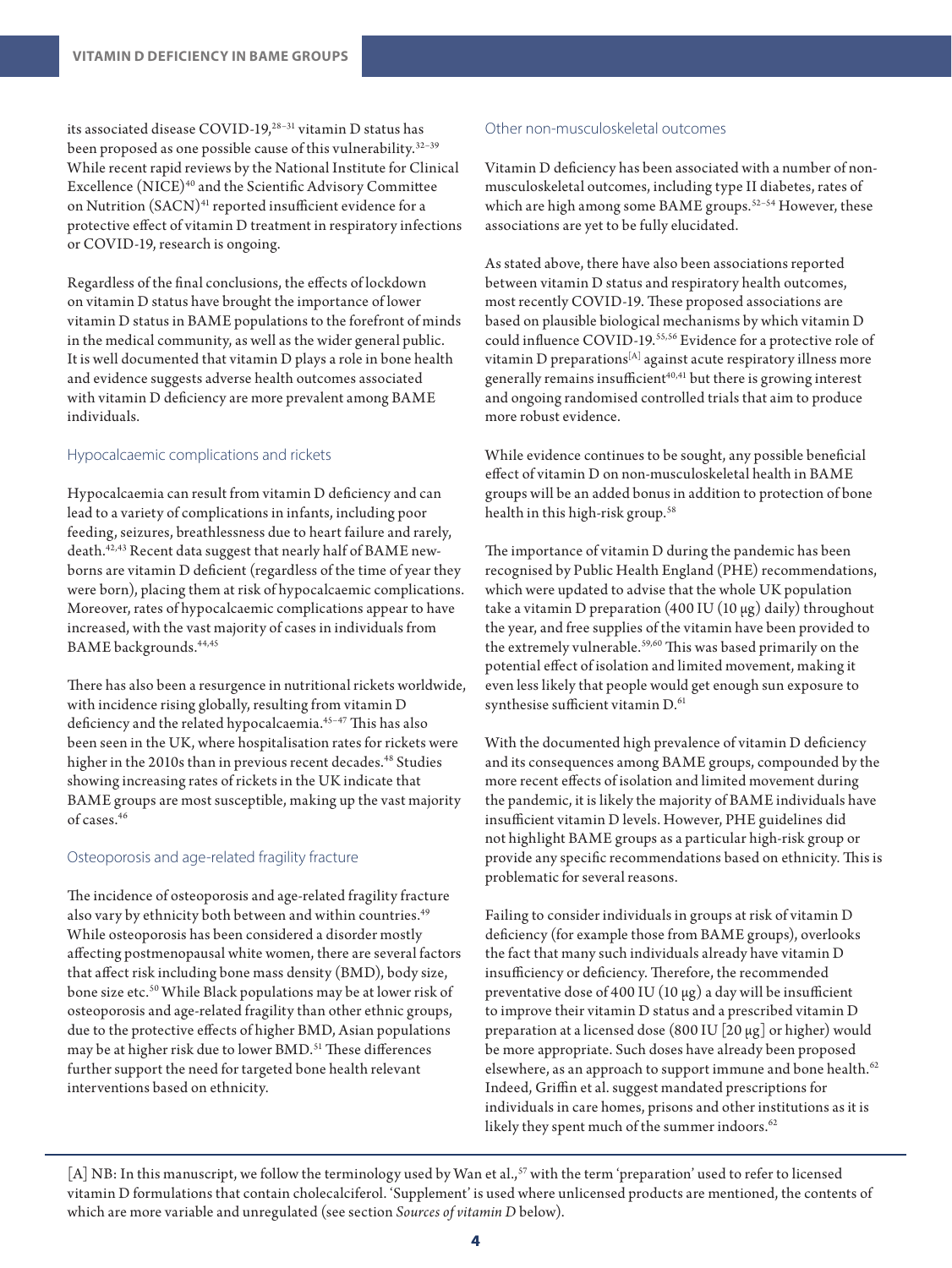its associated disease COVID-19,[28–31] vitamin D status has been proposed as one possible cause of this vulnerability.[32–39] While recent rapid reviews by the National Institute for Clinical Excellence (NICE)[40] and the Scientific Advisory Committee on Nutrition (SACN)[41] reported insufficient evidence for a protective effect of vitamin D treatment in respiratory infections or COVID-19, research is ongoing.

Regardless of the final conclusions, the effects of lockdown on vitamin D status have brought the importance of lower vitamin D status in BAME populations to the forefront of minds in the medical community, as well as the wider general public. It is well documented that vitamin D plays a role in bone health and evidence suggests adverse health outcomes associated with vitamin D deficiency are more prevalent among BAME individuals.

### Hypocalcaemic complications and rickets

Hypocalcaemia can result from vitamin D deficiency and can lead to a variety of complications in infants, including poor feeding, seizures, breathlessness due to heart failure and rarely, death.[42,43] Recent data suggest that nearly half of BAME newborns are vitamin D deficient (regardless of the time of year they were born), placing them at risk of hypocalcaemic complications. Moreover, rates of hypocalcaemic complications appear to have increased, with the vast majority of cases in individuals from BAME backgrounds.[44,45]

There has also been a resurgence in nutritional rickets worldwide, with incidence rising globally, resulting from vitamin D deficiency and the related hypocalcaemia.[45–47] This has also been seen in the UK, where hospitalisation rates for rickets were higher in the 2010s than in previous recent decades.[48] Studies showing increasing rates of rickets in the UK indicate that BAME groups are most susceptible, making up the vast majority of cases.[46]

### Osteoporosis and age-related fragility fracture

The incidence of osteoporosis and age-related fragility fracture also vary by ethnicity both between and within countries.[49] While osteoporosis has been considered a disorder mostly affecting postmenopausal white women, there are several factors that affect risk including bone mass density (BMD), body size, bone size etc.[50] While Black populations may be at lower risk of osteoporosis and age-related fragility than other ethnic groups, due to the protective effects of higher BMD, Asian populations may be at higher risk due to lower BMD.[51] These differences further support the need for targeted bone health relevant interventions based on ethnicity.

### Other non-musculoskeletal outcomes

Vitamin D deficiency has been associated with a number of non-musculoskeletal outcomes, including type II diabetes, rates of which are high among some BAME groups.[52–54] However, these associations are yet to be fully elucidated.

As stated above, there have also been associations reported between vitamin D status and respiratory health outcomes, most recently COVID-19. These proposed associations are based on plausible biological mechanisms by which vitamin D could influence COVID-19.[55,56] Evidence for a protective role of vitamin D preparations[A] against acute respiratory illness more generally remains insufficient[40,41] but there is growing interest and ongoing randomised controlled trials that aim to produce more robust evidence.

While evidence continues to be sought, any possible beneficial effect of vitamin D on non-musculoskeletal health in BAME groups will be an added bonus in addition to protection of bone health in this high-risk group.[58]

The importance of vitamin D during the pandemic has been recognised by Public Health England (PHE) recommendations, which were updated to advise that the whole UK population take a vitamin D preparation (400 IU (10 μg) daily) throughout the year, and free supplies of the vitamin have been provided to the extremely vulnerable.[59,60] This was based primarily on the potential effect of isolation and limited movement, making it even less likely that people would get enough sun exposure to synthesise sufficient vitamin D.[61]

With the documented high prevalence of vitamin D deficiency and its consequences among BAME groups, compounded by the more recent effects of isolation and limited movement during the pandemic, it is likely the majority of BAME individuals have insufficient vitamin D levels. However, PHE guidelines did not highlight BAME groups as a particular high-risk group or provide any specific recommendations based on ethnicity. This is problematic for several reasons.

Failing to consider individuals in groups at risk of vitamin D deficiency (for example those from BAME groups), overlooks the fact that many such individuals already have vitamin D insufficiency or deficiency. Therefore, the recommended preventative dose of 400 IU (10 μg) a day will be insufficient to improve their vitamin D status and a prescribed vitamin D preparation at a licensed dose (800 IU [20 μg] or higher) would be more appropriate. Such doses have already been proposed elsewhere, as an approach to support immune and bone health.[62] Indeed, Griffin et al. suggest mandated prescriptions for individuals in care homes, prisons and other institutions as it is likely they spent much of the summer indoors.[62]

---

[A] NB: In this manuscript, we follow the terminology used by Wan et al.,[57] with the term 'preparation' used to refer to licensed vitamin D formulations that contain cholecalciferol. 'Supplement' is used where unlicensed products are mentioned, the contents of which are more variable and unregulated (see section *Sources of vitamin D* below).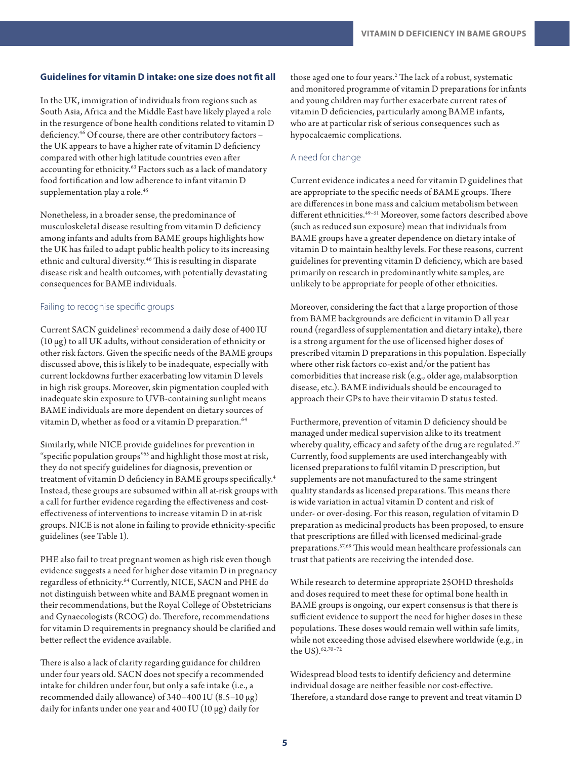## Guidelines for vitamin D intake: one size does not fit all

In the UK, immigration of individuals from regions such as South Asia, Africa and the Middle East have likely played a role in the resurgence of bone health conditions related to vitamin D deficiency.[46] Of course, there are other contributory factors – the UK appears to have a higher rate of vitamin D deficiency compared with other high latitude countries even after accounting for ethnicity.[63] Factors such as a lack of mandatory food fortification and low adherence to infant vitamin D supplementation play a role.[45]

Nonetheless, in a broader sense, the predominance of musculoskeletal disease resulting from vitamin D deficiency among infants and adults from BAME groups highlights how the UK has failed to adapt public health policy to its increasing ethnic and cultural diversity.[46] This is resulting in disparate disease risk and health outcomes, with potentially devastating consequences for BAME individuals.

### Failing to recognise specific groups

Current SACN guidelines[2] recommend a daily dose of 400 IU (10 μg) to all UK adults, without consideration of ethnicity or other risk factors. Given the specific needs of the BAME groups discussed above, this is likely to be inadequate, especially with current lockdowns further exacerbating low vitamin D levels in high risk groups. Moreover, skin pigmentation coupled with inadequate skin exposure to UVB-containing sunlight means BAME individuals are more dependent on dietary sources of vitamin D, whether as food or a vitamin D preparation.[64]

Similarly, while NICE provide guidelines for prevention in "specific population groups"[65] and highlight those most at risk, they do not specify guidelines for diagnosis, prevention or treatment of vitamin D deficiency in BAME groups specifically.[4] Instead, these groups are subsumed within all at-risk groups with a call for further evidence regarding the effectiveness and cost-effectiveness of interventions to increase vitamin D in at-risk groups. NICE is not alone in failing to provide ethnicity-specific guidelines (see Table 1).

PHE also fail to treat pregnant women as high risk even though evidence suggests a need for higher dose vitamin D in pregnancy regardless of ethnicity.[64] Currently, NICE, SACN and PHE do not distinguish between white and BAME pregnant women in their recommendations, but the Royal College of Obstetricians and Gynaecologists (RCOG) do. Therefore, recommendations for vitamin D requirements in pregnancy should be clarified and better reflect the evidence available.

There is also a lack of clarity regarding guidance for children under four years old. SACN does not specify a recommended intake for children under four, but only a safe intake (i.e., a recommended daily allowance) of 340–400 IU (8.5–10 μg) daily for infants under one year and 400 IU (10 μg) daily for those aged one to four years.[2] The lack of a robust, systematic and monitored programme of vitamin D preparations for infants and young children may further exacerbate current rates of vitamin D deficiencies, particularly among BAME infants, who are at particular risk of serious consequences such as hypocalcaemic complications.

### A need for change

Current evidence indicates a need for vitamin D guidelines that are appropriate to the specific needs of BAME groups. There are differences in bone mass and calcium metabolism between different ethnicities.[49–51] Moreover, some factors described above (such as reduced sun exposure) mean that individuals from BAME groups have a greater dependence on dietary intake of vitamin D to maintain healthy levels. For these reasons, current guidelines for preventing vitamin D deficiency, which are based primarily on research in predominantly white samples, are unlikely to be appropriate for people of other ethnicities.

Moreover, considering the fact that a large proportion of those from BAME backgrounds are deficient in vitamin D all year round (regardless of supplementation and dietary intake), there is a strong argument for the use of licensed higher doses of prescribed vitamin D preparations in this population. Especially where other risk factors co-exist and/or the patient has comorbidities that increase risk (e.g., older age, malabsorption disease, etc.). BAME individuals should be encouraged to approach their GPs to have their vitamin D status tested.

Furthermore, prevention of vitamin D deficiency should be managed under medical supervision alike to its treatment whereby quality, efficacy and safety of the drug are regulated.[57] Currently, food supplements are used interchangeably with licensed preparations to fulfil vitamin D prescription, but supplements are not manufactured to the same stringent quality standards as licensed preparations. This means there is wide variation in actual vitamin D content and risk of under- or over-dosing. For this reason, regulation of vitamin D preparation as medicinal products has been proposed, to ensure that prescriptions are filled with licensed medicinal-grade preparations.[57,69] This would mean healthcare professionals can trust that patients are receiving the intended dose.

While research to determine appropriate 25OHD thresholds and doses required to meet these for optimal bone health in BAME groups is ongoing, our expert consensus is that there is sufficient evidence to support the need for higher doses in these populations. These doses would remain well within safe limits, while not exceeding those advised elsewhere worldwide (e.g., in the US).[62,70–72]

Widespread blood tests to identify deficiency and determine individual dosage are neither feasible nor cost-effective. Therefore, a standard dose range to prevent and treat vitamin D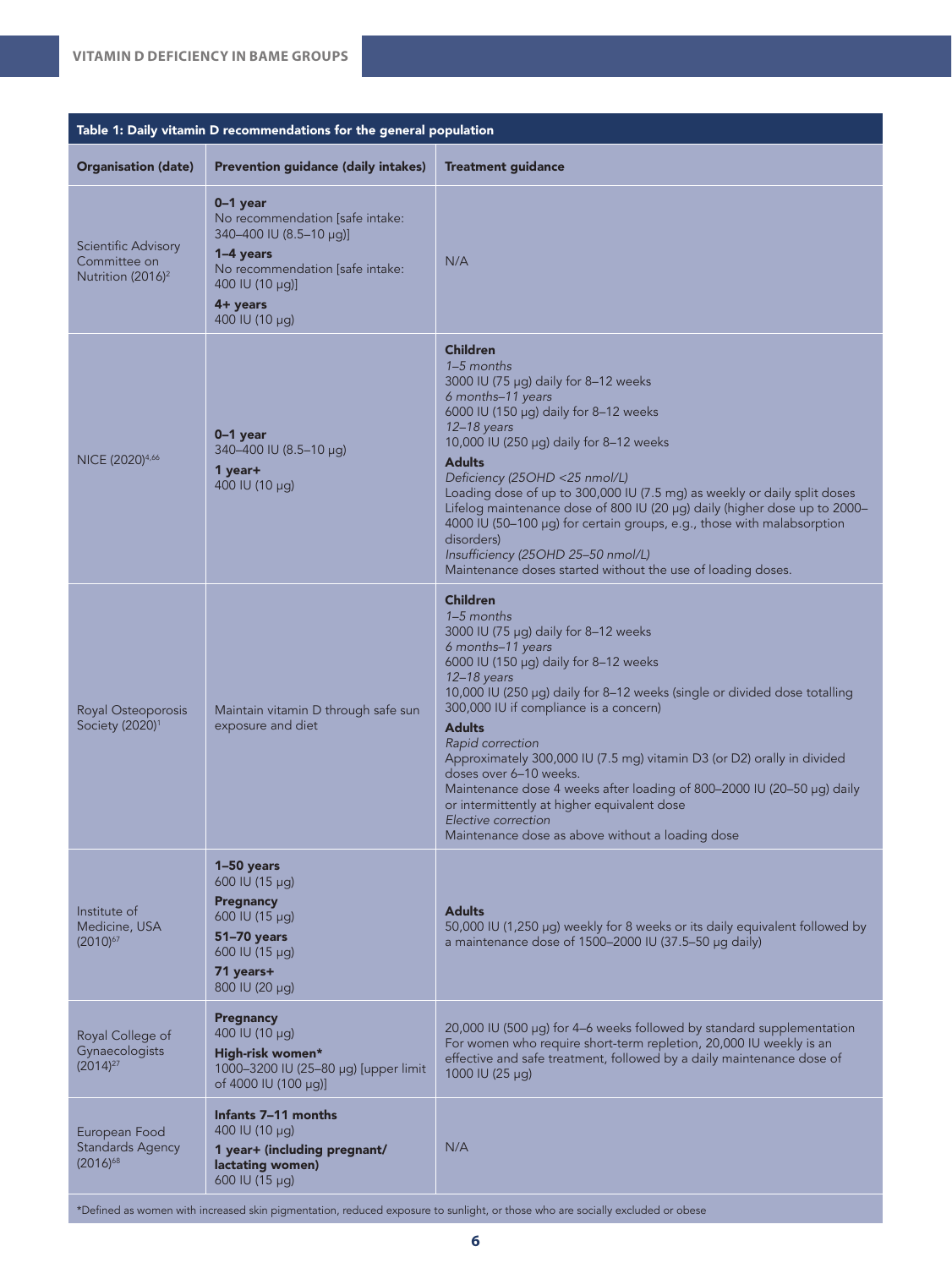**Table 1: Daily vitamin D recommendations for the general population**

| Organisation (date) | Prevention guidance (daily intakes) | Treatment guidance |
|---|---|---|
| Scientific Advisory Committee on Nutrition (2016)[2] | **0–1 year**<br>No recommendation [safe intake: 340–400 IU (8.5–10 µg)]<br>**1–4 years**<br>No recommendation [safe intake: 400 IU (10 µg)]<br>**4+ years**<br>400 IU (10 µg) | N/A |
| NICE (2020)[4,66] | **0–1 year**<br>340–400 IU (8.5–10 µg)<br>**1 year+**<br>400 IU (10 µg) | **Children**<br>*1–5 months*<br>3000 IU (75 µg) daily for 8–12 weeks<br>*6 months–11 years*<br>6000 IU (150 µg) daily for 8–12 weeks<br>*12–18 years*<br>10,000 IU (250 µg) daily for 8–12 weeks<br>**Adults**<br>*Deficiency (25OHD <25 nmol/L)*<br>Loading dose of up to 300,000 IU (7.5 mg) as weekly or daily split doses<br>Lifelog maintenance dose of 800 IU (20 µg) daily (higher dose up to 2000–4000 IU (50–100 µg) for certain groups, e.g., those with malabsorption disorders)<br>*Insufficiency (25OHD 25–50 nmol/L)*<br>Maintenance doses started without the use of loading doses. |
| Royal Osteoporosis Society (2020)[1] | Maintain vitamin D through safe sun exposure and diet | **Children**<br>*1–5 months*<br>3000 IU (75 µg) daily for 8–12 weeks<br>*6 months–11 years*<br>6000 IU (150 µg) daily for 8–12 weeks<br>*12–18 years*<br>10,000 IU (250 µg) daily for 8–12 weeks (single or divided dose totalling 300,000 IU if compliance is a concern)<br>**Adults**<br>*Rapid correction*<br>Approximately 300,000 IU (7.5 mg) vitamin D3 (or D2) orally in divided doses over 6–10 weeks.<br>Maintenance dose 4 weeks after loading of 800–2000 IU (20–50 µg) daily or intermittently at higher equivalent dose<br>*Elective correction*<br>Maintenance dose as above without a loading dose |
| Institute of Medicine, USA (2010)[67] | **1–50 years**<br>600 IU (15 µg)<br>**Pregnancy**<br>600 IU (15 µg)<br>**51–70 years**<br>600 IU (15 µg)<br>**71 years+**<br>800 IU (20 µg) | **Adults**<br>50,000 IU (1,250 µg) weekly for 8 weeks or its daily equivalent followed by a maintenance dose of 1500–2000 IU (37.5–50 µg daily) |
| Royal College of Gynaecologists (2014)[27] | **Pregnancy**<br>400 IU (10 µg)<br>**High-risk women***<br>1000–3200 IU (25–80 µg) [upper limit of 4000 IU (100 µg)] | 20,000 IU (500 µg) for 4–6 weeks followed by standard supplementation<br>For women who require short-term repletion, 20,000 IU weekly is an effective and safe treatment, followed by a daily maintenance dose of 1000 IU (25 µg) |
| European Food Standards Agency (2016)[68] | **Infants 7–11 months**<br>400 IU (10 µg)<br>**1 year+ (including pregnant/ lactating women)**<br>600 IU (15 µg) | N/A |

*Defined as women with increased skin pigmentation, reduced exposure to sunlight, or those who are socially excluded or obese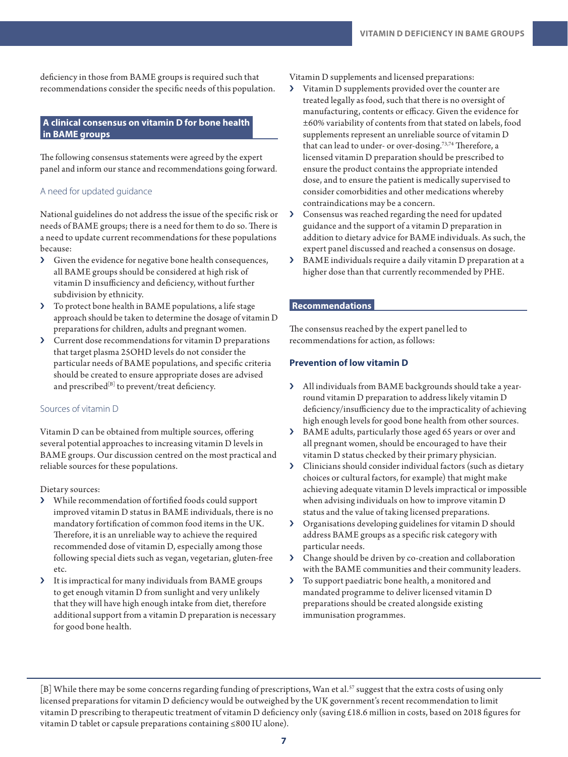deficiency in those from BAME groups is required such that recommendations consider the specific needs of this population.

## A clinical consensus on vitamin D for bone health in BAME groups

The following consensus statements were agreed by the expert panel and inform our stance and recommendations going forward.

### A need for updated guidance

National guidelines do not address the issue of the specific risk or needs of BAME groups; there is a need for them to do so. There is a need to update current recommendations for these populations because:

- Given the evidence for negative bone health consequences, all BAME groups should be considered at high risk of vitamin D insufficiency and deficiency, without further subdivision by ethnicity.
- To protect bone health in BAME populations, a life stage approach should be taken to determine the dosage of vitamin D preparations for children, adults and pregnant women.
- Current dose recommendations for vitamin D preparations that target plasma 25OHD levels do not consider the particular needs of BAME populations, and specific criteria should be created to ensure appropriate doses are advised and prescribed[B] to prevent/treat deficiency.

### Sources of vitamin D

Vitamin D can be obtained from multiple sources, offering several potential approaches to increasing vitamin D levels in BAME groups. Our discussion centred on the most practical and reliable sources for these populations.

Dietary sources:

- While recommendation of fortified foods could support improved vitamin D status in BAME individuals, there is no mandatory fortification of common food items in the UK. Therefore, it is an unreliable way to achieve the required recommended dose of vitamin D, especially among those following special diets such as vegan, vegetarian, gluten-free etc.
- It is impractical for many individuals from BAME groups to get enough vitamin D from sunlight and very unlikely that they will have high enough intake from diet, therefore additional support from a vitamin D preparation is necessary for good bone health.

Vitamin D supplements and licensed preparations:

- Vitamin D supplements provided over the counter are treated legally as food, such that there is no oversight of manufacturing, contents or efficacy. Given the evidence for ±60% variability of contents from that stated on labels, food supplements represent an unreliable source of vitamin D that can lead to under- or over-dosing.[73,74] Therefore, a licensed vitamin D preparation should be prescribed to ensure the product contains the appropriate intended dose, and to ensure the patient is medically supervised to consider comorbidities and other medications whereby contraindications may be a concern.
- Consensus was reached regarding the need for updated guidance and the support of a vitamin D preparation in addition to dietary advice for BAME individuals. As such, the expert panel discussed and reached a consensus on dosage.
- BAME individuals require a daily vitamin D preparation at a higher dose than that currently recommended by PHE.

## Recommendations

The consensus reached by the expert panel led to recommendations for action, as follows:

### Prevention of low vitamin D

- All individuals from BAME backgrounds should take a year-round vitamin D preparation to address likely vitamin D deficiency/insufficiency due to the impracticality of achieving high enough levels for good bone health from other sources.
- BAME adults, particularly those aged 65 years or over and all pregnant women, should be encouraged to have their vitamin D status checked by their primary physician.
- Clinicians should consider individual factors (such as dietary choices or cultural factors, for example) that might make achieving adequate vitamin D levels impractical or impossible when advising individuals on how to improve vitamin D status and the value of taking licensed preparations.
- Organisations developing guidelines for vitamin D should address BAME groups as a specific risk category with particular needs.
- Change should be driven by co-creation and collaboration with the BAME communities and their community leaders.
- To support paediatric bone health, a monitored and mandated programme to deliver licensed vitamin D preparations should be created alongside existing immunisation programmes.

---

[B] While there may be some concerns regarding funding of prescriptions, Wan et al.[57] suggest that the extra costs of using only licensed preparations for vitamin D deficiency would be outweighed by the UK government's recent recommendation to limit vitamin D prescribing to therapeutic treatment of vitamin D deficiency only (saving £18.6 million in costs, based on 2018 figures for vitamin D tablet or capsule preparations containing ≤800 IU alone).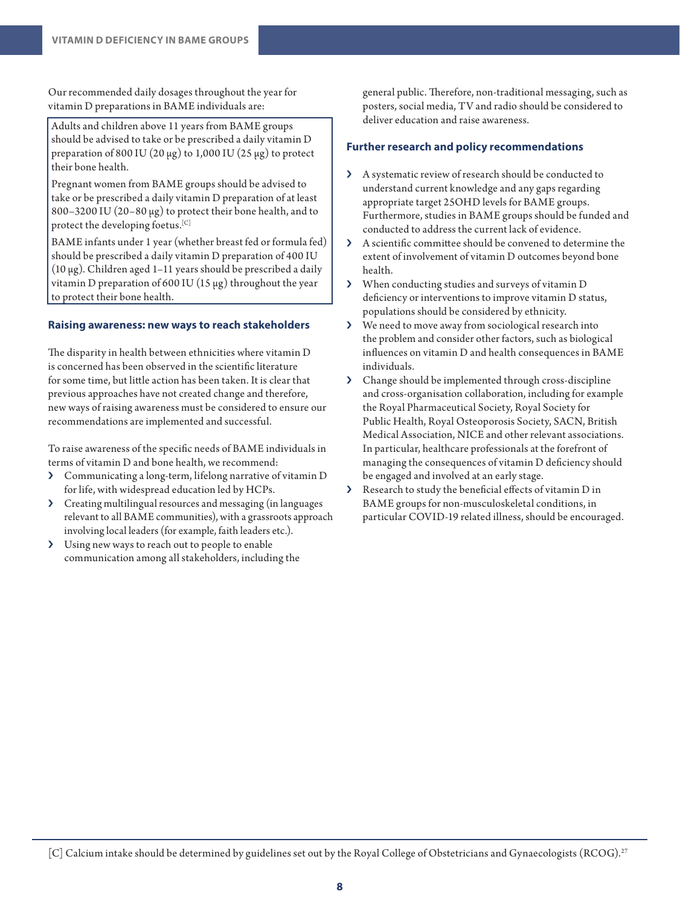Our recommended daily dosages throughout the year for vitamin D preparations in BAME individuals are:

> Adults and children above 11 years from BAME groups should be advised to take or be prescribed a daily vitamin D preparation of 800 IU (20 μg) to 1,000 IU (25 μg) to protect their bone health.
>
> Pregnant women from BAME groups should be advised to take or be prescribed a daily vitamin D preparation of at least 800–3200 IU (20–80 μg) to protect their bone health, and to protect the developing foetus.[C]
>
> BAME infants under 1 year (whether breast fed or formula fed) should be prescribed a daily vitamin D preparation of 400 IU (10 μg). Children aged 1–11 years should be prescribed a daily vitamin D preparation of 600 IU (15 μg) throughout the year to protect their bone health.

### Raising awareness: new ways to reach stakeholders

The disparity in health between ethnicities where vitamin D is concerned has been observed in the scientific literature for some time, but little action has been taken. It is clear that previous approaches have not created change and therefore, new ways of raising awareness must be considered to ensure our recommendations are implemented and successful.

To raise awareness of the specific needs of BAME individuals in terms of vitamin D and bone health, we recommend:

- Communicating a long-term, lifelong narrative of vitamin D for life, with widespread education led by HCPs.
- Creating multilingual resources and messaging (in languages relevant to all BAME communities), with a grassroots approach involving local leaders (for example, faith leaders etc.).
- Using new ways to reach out to people to enable communication among all stakeholders, including the general public. Therefore, non-traditional messaging, such as posters, social media, TV and radio should be considered to deliver education and raise awareness.

### Further research and policy recommendations

- A systematic review of research should be conducted to understand current knowledge and any gaps regarding appropriate target 25OHD levels for BAME groups. Furthermore, studies in BAME groups should be funded and conducted to address the current lack of evidence.
- A scientific committee should be convened to determine the extent of involvement of vitamin D outcomes beyond bone health.
- When conducting studies and surveys of vitamin D deficiency or interventions to improve vitamin D status, populations should be considered by ethnicity.
- We need to move away from sociological research into the problem and consider other factors, such as biological influences on vitamin D and health consequences in BAME individuals.
- Change should be implemented through cross-discipline and cross-organisation collaboration, including for example the Royal Pharmaceutical Society, Royal Society for Public Health, Royal Osteoporosis Society, SACN, British Medical Association, NICE and other relevant associations. In particular, healthcare professionals at the forefront of managing the consequences of vitamin D deficiency should be engaged and involved at an early stage.
- Research to study the beneficial effects of vitamin D in BAME groups for non-musculoskeletal conditions, in particular COVID-19 related illness, should be encouraged.

---

[C] Calcium intake should be determined by guidelines set out by the Royal College of Obstetricians and Gynaecologists (RCOG).[27]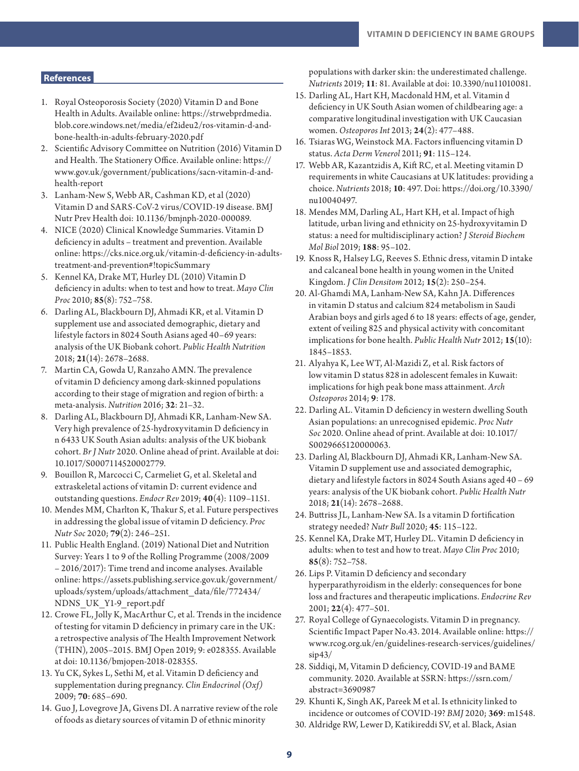## References

1. Royal Osteoporosis Society (2020) Vitamin D and Bone Health in Adults. Available online: https://strwebprdmedia.blob.core.windows.net/media/ef2ideu2/ros-vitamin-d-and-bone-health-in-adults-february-2020.pdf
2. Scientific Advisory Committee on Nutrition (2016) Vitamin D and Health. The Stationery Office. Available online: https://www.gov.uk/government/publications/sacn-vitamin-d-and-health-report
3. Lanham-New S, Webb AR, Cashman KD, et al (2020) Vitamin D and SARS-CoV-2 virus/COVID-19 disease. BMJ Nutr Prev Health doi: 10.1136/bmjnph-2020-000089.
4. NICE (2020) Clinical Knowledge Summaries. Vitamin D deficiency in adults – treatment and prevention. Available online: https://cks.nice.org.uk/vitamin-d-deficiency-in-adults-treatment-and-prevention#!topicSummary
5. Kennel KA, Drake MT, Hurley DL (2010) Vitamin D deficiency in adults: when to test and how to treat. *Mayo Clin Proc* 2010; **85**(8): 752–758.
6. Darling AL, Blackbourn DJ, Ahmadi KR, et al. Vitamin D supplement use and associated demographic, dietary and lifestyle factors in 8024 South Asians aged 40–69 years: analysis of the UK Biobank cohort. *Public Health Nutrition* 2018; **21**(14): 2678–2688.
7. Martin CA, Gowda U, Ranzaho AMN. The prevalence of vitamin D deficiency among dark-skinned populations according to their stage of migration and region of birth: a meta-analysis. *Nutrition* 2016; **32**: 21–32.
8. Darling AL, Blackbourn DJ, Ahmadi KR, Lanham-New SA. Very high prevalence of 25-hydroxyvitamin D deficiency in n 6433 UK South Asian adults: analysis of the UK biobank cohort. *Br J Nutr* 2020. Online ahead of print. Available at doi: 10.1017/S0007114520002779.
9. Bouillon R, Marcocci C, Carmeliet G, et al. Skeletal and extraskeletal actions of vitamin D: current evidence and outstanding questions. *Endocr Rev* 2019; **40**(4): 1109–1151.
10. Mendes MM, Charlton K, Thakur S, et al. Future perspectives in addressing the global issue of vitamin D deficiency. *Proc Nutr Soc* 2020; **79**(2): 246–251.
11. Public Health England. (2019) National Diet and Nutrition Survey: Years 1 to 9 of the Rolling Programme (2008/2009 – 2016/2017): Time trend and income analyses. Available online: https://assets.publishing.service.gov.uk/government/uploads/system/uploads/attachment_data/file/772434/NDNS_UK_Y1-9_report.pdf
12. Crowe FL, Jolly K, MacArthur C, et al. Trends in the incidence of testing for vitamin D deficiency in primary care in the UK: a retrospective analysis of The Health Improvement Network (THIN), 2005–2015. BMJ Open 2019; 9: e028355. Available at doi: 10.1136/bmjopen-2018-028355.
13. Yu CK, Sykes L, Sethi M, et al. Vitamin D deficiency and supplementation during pregnancy. *Clin Endocrinol (Oxf)* 2009; **70**: 685–690.
14. Guo J, Lovegrove JA, Givens DI. A narrative review of the role of foods as dietary sources of vitamin D of ethnic minority populations with darker skin: the underestimated challenge. *Nutrients* 2019; **11**: 81. Available at doi: 10.3390/nu11010081.
15. Darling AL, Hart KH, Macdonald HM, et al. Vitamin d deficiency in UK South Asian women of childbearing age: a comparative longitudinal investigation with UK Caucasian women. *Osteoporos Int* 2013; **24**(2): 477–488.
16. Tsiaras WG, Weinstock MA. Factors influencing vitamin D status. *Acta Derm Venerol* 2011; **91**: 115–124.
17. Webb AR, Kazantzidis A, Kift RC, et al. Meeting vitamin D requirements in white Caucasians at UK latitudes: providing a choice. *Nutrients* 2018; **10**: 497. Doi: https://doi.org/10.3390/nu10040497.
18. Mendes MM, Darling AL, Hart KH, et al. Impact of high latitude, urban living and ethnicity on 25-hydroxyvitamin D status: a need for multidisciplinary action? *J Steroid Biochem Mol Biol* 2019; **188**: 95–102.
19. Knoss R, Halsey LG, Reeves S. Ethnic dress, vitamin D intake and calcaneal bone health in young women in the United Kingdom. *J Clin Densitom* 2012; **15**(2): 250–254.
20. Al-Ghamdi MA, Lanham-New SA, Kahn JA. Differences in vitamin D status and calcium 824 metabolism in Saudi Arabian boys and girls aged 6 to 18 years: effects of age, gender, extent of veiling 825 and physical activity with concomitant implications for bone health. *Public Health Nutr* 2012; **15**(10): 1845–1853.
21. Alyahya K, Lee WT, Al-Mazidi Z, et al. Risk factors of low vitamin D status 828 in adolescent females in Kuwait: implications for high peak bone mass attainment. *Arch Osteoporos* 2014; **9**: 178.
22. Darling AL. Vitamin D deficiency in western dwelling South Asian populations: an unrecognised epidemic. *Proc Nutr Soc* 2020. Online ahead of print. Available at doi: 10.1017/S0029665120000063.
23. Darling Al, Blackbourn DJ, Ahmadi KR, Lanham-New SA. Vitamin D supplement use and associated demographic, dietary and lifestyle factors in 8024 South Asians aged 40 – 69 years: analysis of the UK biobank cohort. *Public Health Nutr* 2018; **21**(14): 2678–2688.
24. Buttriss JL, Lanham-New SA. Is a vitamin D fortification strategy needed? *Nutr Bull* 2020; **45**: 115–122.
25. Kennel KA, Drake MT, Hurley DL. Vitamin D deficiency in adults: when to test and how to treat. *Mayo Clin Proc* 2010; **85**(8): 752–758.
26. Lips P. Vitamin D deficiency and secondary hyperparathyroidism in the elderly: consequences for bone loss and fractures and therapeutic implications. *Endocrine Rev* 2001; **22**(4): 477–501.
27. Royal College of Gynaecologists. Vitamin D in pregnancy. Scientific Impact Paper No.43. 2014. Available online: https://www.rcog.org.uk/en/guidelines-research-services/guidelines/sip43/
28. Siddiqi, M, Vitamin D deficiency, COVID-19 and BAME community. 2020. Available at SSRN: https://ssrn.com/abstract=3690987
29. Khunti K, Singh AK, Pareek M et al. Is ethnicity linked to incidence or outcomes of COVID-19? *BMJ* 2020; **369**: m1548.
30. Aldridge RW, Lewer D, Katikireddi SV, et al. Black, Asian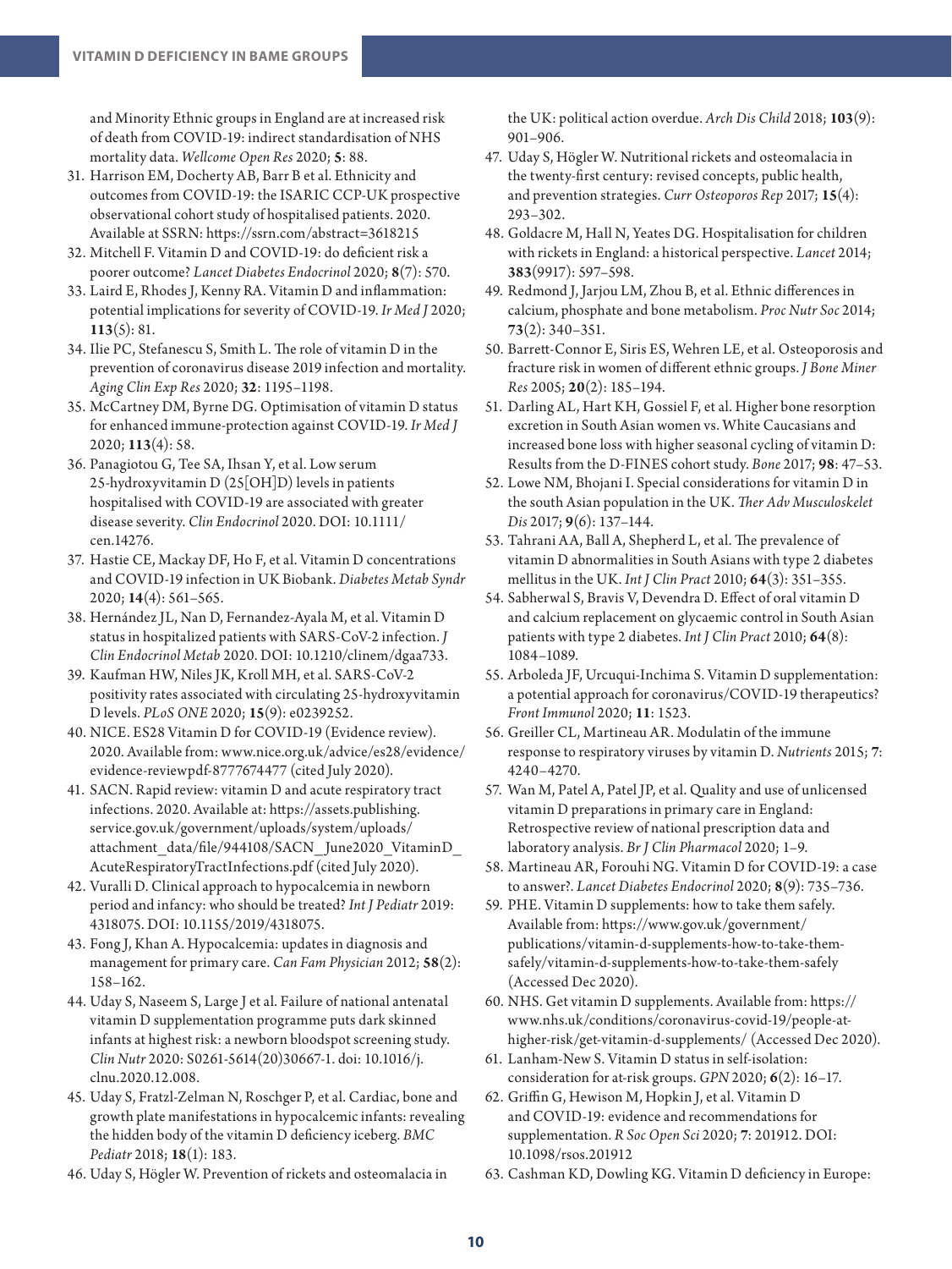and Minority Ethnic groups in England are at increased risk of death from COVID-19: indirect standardisation of NHS mortality data. *Wellcome Open Res* 2020; **5**: 88.

31. Harrison EM, Docherty AB, Barr B et al. Ethnicity and outcomes from COVID-19: the ISARIC CCP-UK prospective observational cohort study of hospitalised patients. 2020. Available at SSRN: https://ssrn.com/abstract=3618215
32. Mitchell F. Vitamin D and COVID-19: do deficient risk a poorer outcome? *Lancet Diabetes Endocrinol* 2020; **8**(7): 570.
33. Laird E, Rhodes J, Kenny RA. Vitamin D and inflammation: potential implications for severity of COVID-19. *Ir Med J* 2020; **113**(5): 81.
34. Ilie PC, Stefanescu S, Smith L. The role of vitamin D in the prevention of coronavirus disease 2019 infection and mortality. *Aging Clin Exp Res* 2020; **32**: 1195–1198.
35. McCartney DM, Byrne DG. Optimisation of vitamin D status for enhanced immune-protection against COVID-19. *Ir Med J* 2020; **113**(4): 58.
36. Panagiotou G, Tee SA, Ihsan Y, et al. Low serum 25-hydroxyvitamin D (25[OH]D) levels in patients hospitalised with COVID-19 are associated with greater disease severity. *Clin Endocrinol* 2020. DOI: 10.1111/cen.14276.
37. Hastie CE, Mackay DF, Ho F, et al. Vitamin D concentrations and COVID-19 infection in UK Biobank. *Diabetes Metab Syndr* 2020; **14**(4): 561–565.
38. Hernández JL, Nan D, Fernandez-Ayala M, et al. Vitamin D status in hospitalized patients with SARS-CoV-2 infection. *J Clin Endocrinol Metab* 2020. DOI: 10.1210/clinem/dgaa733.
39. Kaufman HW, Niles JK, Kroll MH, et al. SARS-CoV-2 positivity rates associated with circulating 25-hydroxyvitamin D levels. *PLoS ONE* 2020; **15**(9): e0239252.
40. NICE. ES28 Vitamin D for COVID-19 (Evidence review). 2020. Available from: www.nice.org.uk/advice/es28/evidence/evidence-reviewpdf-8777674477 (cited July 2020).
41. SACN. Rapid review: vitamin D and acute respiratory tract infections. 2020. Available at: https://assets.publishing.service.gov.uk/government/uploads/system/uploads/attachment_data/file/944108/SACN_June2020_VitaminD_AcuteRespiratoryTractInfections.pdf (cited July 2020).
42. Vuralli D. Clinical approach to hypocalcemia in newborn period and infancy: who should be treated? *Int J Pediatr* 2019: 4318075. DOI: 10.1155/2019/4318075.
43. Fong J, Khan A. Hypocalcemia: updates in diagnosis and management for primary care. *Can Fam Physician* 2012; **58**(2): 158–162.
44. Uday S, Naseem S, Large J et al. Failure of national antenatal vitamin D supplementation programme puts dark skinned infants at highest risk: a newborn bloodspot screening study. *Clin Nutr* 2020: S0261-5614(20)30667-1. doi: 10.1016/j.clnu.2020.12.008.
45. Uday S, Fratzl-Zelman N, Roschger P, et al. Cardiac, bone and growth plate manifestations in hypocalcemic infants: revealing the hidden body of the vitamin D deficiency iceberg. *BMC Pediatr* 2018; **18**(1): 183.
46. Uday S, Högler W. Prevention of rickets and osteomalacia in the UK: political action overdue. *Arch Dis Child* 2018; **103**(9): 901–906.
47. Uday S, Högler W. Nutritional rickets and osteomalacia in the twenty-first century: revised concepts, public health, and prevention strategies. *Curr Osteoporos Rep* 2017; **15**(4): 293–302.
48. Goldacre M, Hall N, Yeates DG. Hospitalisation for children with rickets in England: a historical perspective. *Lancet* 2014; **383**(9917): 597–598.
49. Redmond J, Jarjou LM, Zhou B, et al. Ethnic differences in calcium, phosphate and bone metabolism. *Proc Nutr Soc* 2014; **73**(2): 340–351.
50. Barrett-Connor E, Siris ES, Wehren LE, et al. Osteoporosis and fracture risk in women of different ethnic groups. *J Bone Miner Res* 2005; **20**(2): 185–194.
51. Darling AL, Hart KH, Gossiel F, et al. Higher bone resorption excretion in South Asian women vs. White Caucasians and increased bone loss with higher seasonal cycling of vitamin D: Results from the D-FINES cohort study. *Bone* 2017; **98**: 47–53.
52. Lowe NM, Bhojani I. Special considerations for vitamin D in the south Asian population in the UK. *Ther Adv Musculoskelet Dis* 2017; **9**(6): 137–144.
53. Tahrani AA, Ball A, Shepherd L, et al. The prevalence of vitamin D abnormalities in South Asians with type 2 diabetes mellitus in the UK. *Int J Clin Pract* 2010; **64**(3): 351–355.
54. Sabherwal S, Bravis V, Devendra D. Effect of oral vitamin D and calcium replacement on glycaemic control in South Asian patients with type 2 diabetes. *Int J Clin Pract* 2010; **64**(8): 1084–1089.
55. Arboleda JF, Urcuqui-Inchima S. Vitamin D supplementation: a potential approach for coronavirus/COVID-19 therapeutics? *Front Immunol* 2020; **11**: 1523.
56. Greiller CL, Martineau AR. Modulatin of the immune response to respiratory viruses by vitamin D. *Nutrients* 2015; **7**: 4240–4270.
57. Wan M, Patel A, Patel JP, et al. Quality and use of unlicensed vitamin D preparations in primary care in England: Retrospective review of national prescription data and laboratory analysis. *Br J Clin Pharmacol* 2020; 1–9.
58. Martineau AR, Forouhi NG. Vitamin D for COVID-19: a case to answer?. *Lancet Diabetes Endocrinol* 2020; **8**(9): 735–736.
59. PHE. Vitamin D supplements: how to take them safely. Available from: https://www.gov.uk/government/publications/vitamin-d-supplements-how-to-take-them-safely/vitamin-d-supplements-how-to-take-them-safely (Accessed Dec 2020).
60. NHS. Get vitamin D supplements. Available from: https://www.nhs.uk/conditions/coronavirus-covid-19/people-at-higher-risk/get-vitamin-d-supplements/ (Accessed Dec 2020).
61. Lanham-New S. Vitamin D status in self-isolation: consideration for at-risk groups. *GPN* 2020; **6**(2): 16–17.
62. Griffin G, Hewison M, Hopkin J, et al. Vitamin D and COVID-19: evidence and recommendations for supplementation. *R Soc Open Sci* 2020; **7**: 201912. DOI: 10.1098/rsos.201912
63. Cashman KD, Dowling KG. Vitamin D deficiency in Europe: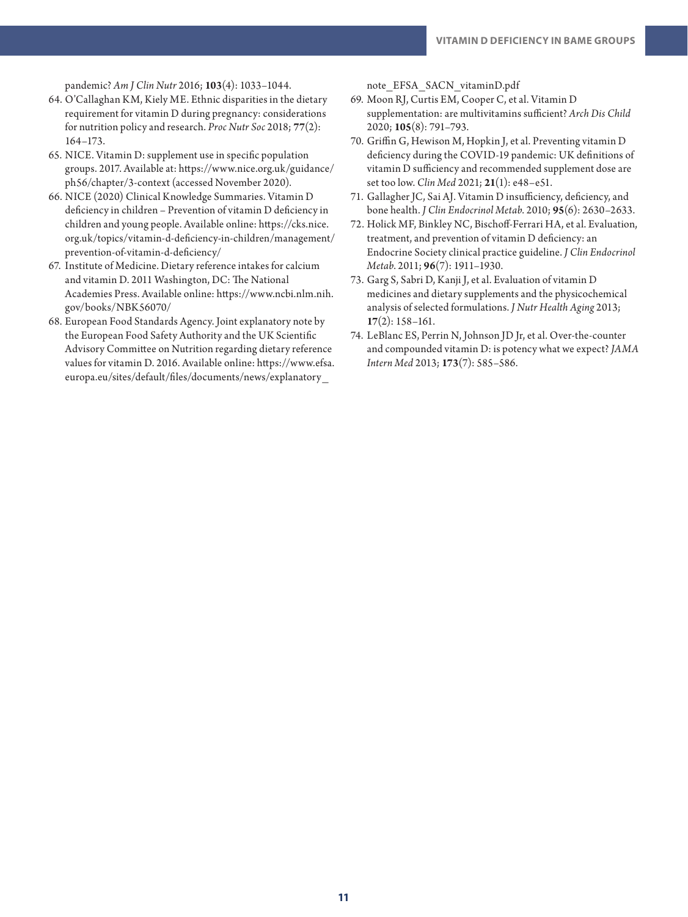pandemic? *Am J Clin Nutr* 2016; **103**(4): 1033–1044.

64. O'Callaghan KM, Kiely ME. Ethnic disparities in the dietary requirement for vitamin D during pregnancy: considerations for nutrition policy and research. *Proc Nutr Soc* 2018; **77**(2): 164–173.
65. NICE. Vitamin D: supplement use in specific population groups. 2017. Available at: https://www.nice.org.uk/guidance/ph56/chapter/3-context (accessed November 2020).
66. NICE (2020) Clinical Knowledge Summaries. Vitamin D deficiency in children – Prevention of vitamin D deficiency in children and young people. Available online: https://cks.nice.org.uk/topics/vitamin-d-deficiency-in-children/management/prevention-of-vitamin-d-deficiency/
67. Institute of Medicine. Dietary reference intakes for calcium and vitamin D. 2011 Washington, DC: The National Academies Press. Available online: https://www.ncbi.nlm.nih.gov/books/NBK56070/
68. European Food Standards Agency. Joint explanatory note by the European Food Safety Authority and the UK Scientific Advisory Committee on Nutrition regarding dietary reference values for vitamin D. 2016. Available online: https://www.efsa.europa.eu/sites/default/files/documents/news/explanatory_note_EFSA_SACN_vitaminD.pdf
69. Moon RJ, Curtis EM, Cooper C, et al. Vitamin D supplementation: are multivitamins sufficient? *Arch Dis Child* 2020; **105**(8): 791–793.
70. Griffin G, Hewison M, Hopkin J, et al. Preventing vitamin D deficiency during the COVID-19 pandemic: UK definitions of vitamin D sufficiency and recommended supplement dose are set too low. *Clin Med* 2021; **21**(1): e48–e51.
71. Gallagher JC, Sai AJ. Vitamin D insufficiency, deficiency, and bone health. *J Clin Endocrinol Metab.* 2010; **95**(6): 2630–2633.
72. Holick MF, Binkley NC, Bischoff-Ferrari HA, et al. Evaluation, treatment, and prevention of vitamin D deficiency: an Endocrine Society clinical practice guideline. *J Clin Endocrinol Metab.* 2011; **96**(7): 1911–1930.
73. Garg S, Sabri D, Kanji J, et al. Evaluation of vitamin D medicines and dietary supplements and the physicochemical analysis of selected formulations. *J Nutr Health Aging* 2013; **17**(2): 158–161.
74. LeBlanc ES, Perrin N, Johnson JD Jr, et al. Over-the-counter and compounded vitamin D: is potency what we expect? *JAMA Intern Med* 2013; **173**(7): 585–586.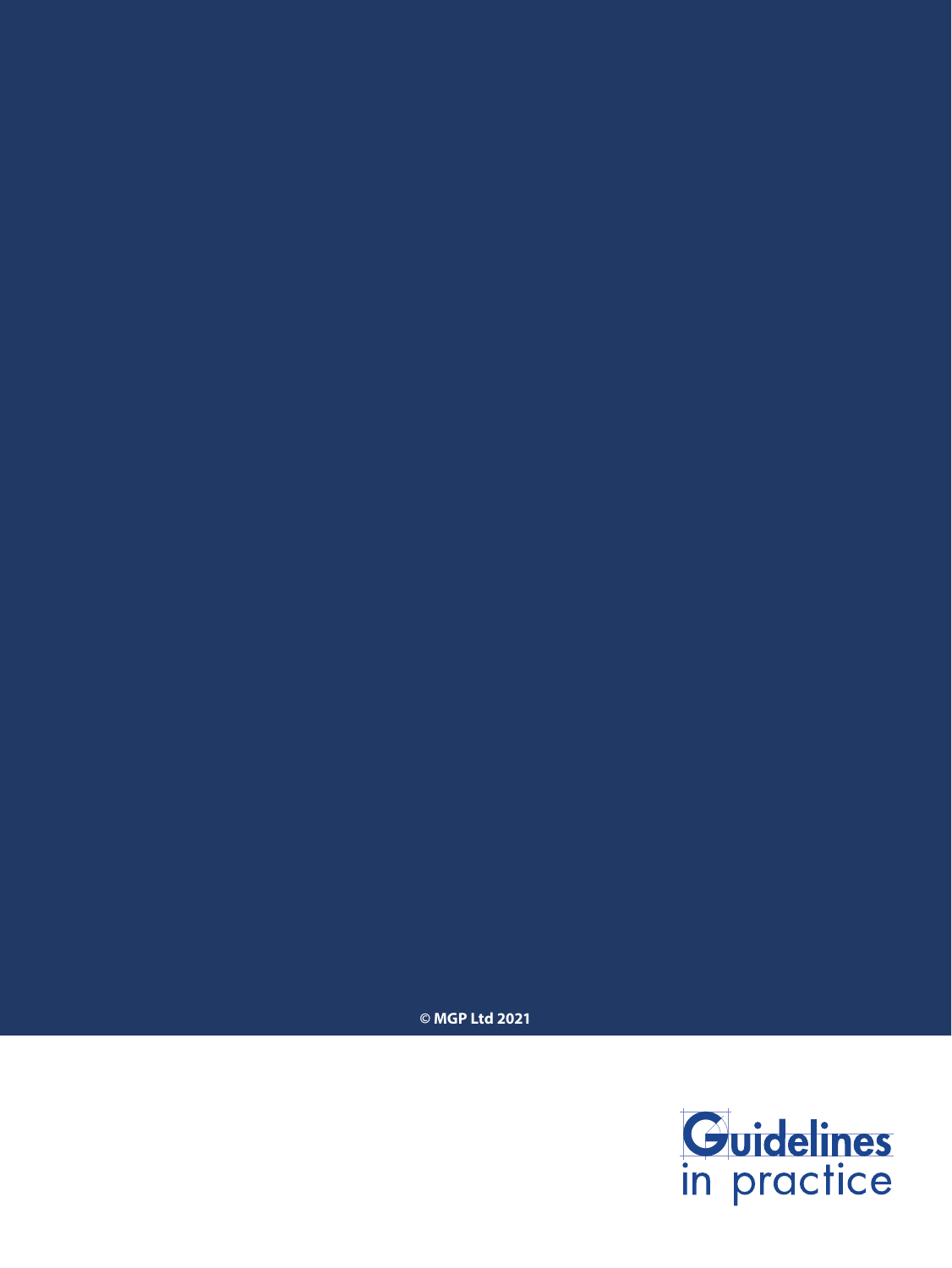© MGP Ltd 2021

Guidelines in practice